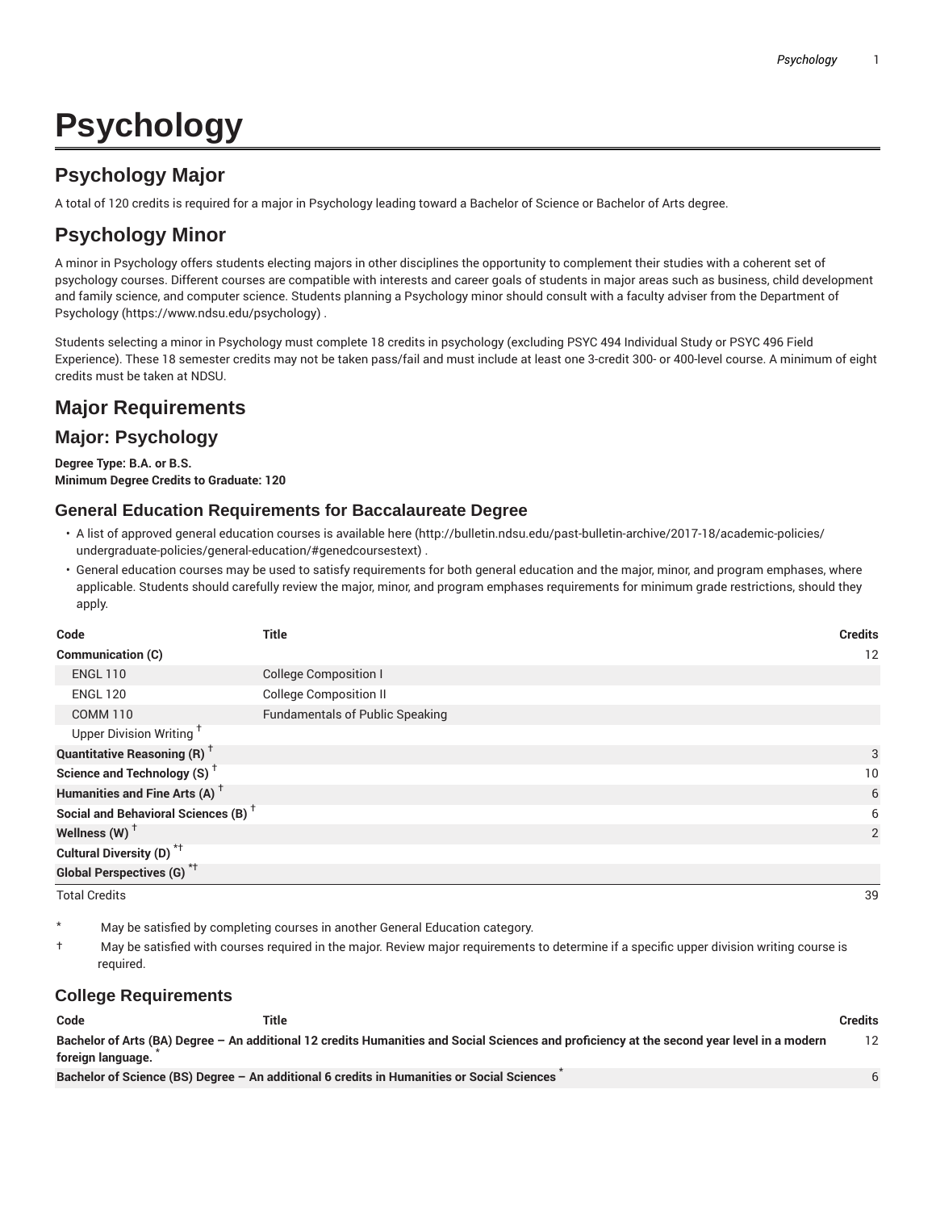# Psychology

## Psychology Major

A total of 120 credits is required for a major in Psychology leading toward a Bachelor of Science or Bachelor of Arts degree.

## Psychology Minor

A minor in Psychology offers students electing majors in other disciplines the opportunity to complement their studies with a coherent set of psychology courses. Different courses are compatible with interests and career goals of students in major areas such as business, child development and family science, and computer science. Students planning a Psychology minor should consult with a faculty adviser from the Department of Psychology (https://www.ndsu.edu/psychology) .

Students selecting a minor in Psychology must complete 18 credits in psychology (excluding PSYC 494 Individual Study or PSYC 496 Field Experience). These 18 semester credits may not be taken pass/fail and must include at least one 3-credit 300- or 400-level course. A minimum of eight credits must be taken at NDSU.

## Major Requirements

### Major: Psychology

**Degree Type: B.A. or B.S.**
**Minimum Degree Credits to Graduate: 120**

### General Education Requirements for Baccalaureate Degree

- A list of approved general education courses is available here (http://bulletin.ndsu.edu/past-bulletin-archive/2017-18/academic-policies/undergraduate-policies/general-education/#genedcoursestext) .
- General education courses may be used to satisfy requirements for both general education and the major, minor, and program emphases, where applicable. Students should carefully review the major, minor, and program emphases requirements for minimum grade restrictions, should they apply.

| Code | Title | Credits |
|---|---|---|
| **Communication (C)** | | 12 |
| ENGL 110 | College Composition I | |
| ENGL 120 | College Composition II | |
| COMM 110 | Fundamentals of Public Speaking | |
| Upper Division Writing † | | |
| **Quantitative Reasoning (R) †** | | 3 |
| **Science and Technology (S) †** | | 10 |
| **Humanities and Fine Arts (A) †** | | 6 |
| **Social and Behavioral Sciences (B) †** | | 6 |
| **Wellness (W) †** | | 2 |
| **Cultural Diversity (D) *†** | | |
| **Global Perspectives (G) *†** | | |
| Total Credits | | 39 |

\* May be satisfied by completing courses in another General Education category.

† May be satisfied with courses required in the major. Review major requirements to determine if a specific upper division writing course is required.

### College Requirements

| Code | Title | Credits |
|---|---|---|
| **Bachelor of Arts (BA) Degree – An additional 12 credits Humanities and Social Sciences and proficiency at the second year level in a modern foreign language. *** | | 12 |
| **Bachelor of Science (BS) Degree – An additional 6 credits in Humanities or Social Sciences *** | | 6 |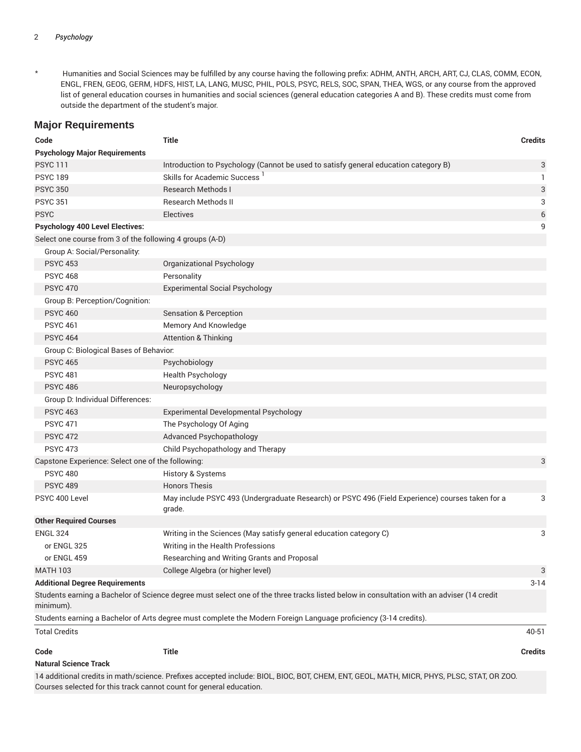* Humanities and Social Sciences may be fulfilled by any course having the following prefix: ADHM, ANTH, ARCH, ART, CJ, CLAS, COMM, ECON, ENGL, FREN, GEOG, GERM, HDFS, HIST, LA, LANG, MUSC, PHIL, POLS, PSYC, RELS, SOC, SPAN, THEA, WGS, or any course from the approved list of general education courses in humanities and social sciences (general education categories A and B). These credits must come from outside the department of the student's major.

## Major Requirements

| Code | Title | Credits |
| --- | --- | --- |
| **Psychology Major Requirements** | | |
| PSYC 111 | Introduction to Psychology (Cannot be used to satisfy general education category B) | 3 |
| PSYC 189 | Skills for Academic Success [1] | 1 |
| PSYC 350 | Research Methods I | 3 |
| PSYC 351 | Research Methods II | 3 |
| PSYC | Electives | 6 |
| **Psychology 400 Level Electives:** | | 9 |
| Select one course from 3 of the following 4 groups (A-D) | | |
| Group A: Social/Personality: | | |
| PSYC 453 | Organizational Psychology | |
| PSYC 468 | Personality | |
| PSYC 470 | Experimental Social Psychology | |
| Group B: Perception/Cognition: | | |
| PSYC 460 | Sensation & Perception | |
| PSYC 461 | Memory And Knowledge | |
| PSYC 464 | Attention & Thinking | |
| Group C: Biological Bases of Behavior: | | |
| PSYC 465 | Psychobiology | |
| PSYC 481 | Health Psychology | |
| PSYC 486 | Neuropsychology | |
| Group D: Individual Differences: | | |
| PSYC 463 | Experimental Developmental Psychology | |
| PSYC 471 | The Psychology Of Aging | |
| PSYC 472 | Advanced Psychopathology | |
| PSYC 473 | Child Psychopathology and Therapy | |
| Capstone Experience: Select one of the following: | | 3 |
| PSYC 480 | History & Systems | |
| PSYC 489 | Honors Thesis | |
| PSYC 400 Level | May include PSYC 493 (Undergraduate Research) or PSYC 496 (Field Experience) courses taken for a grade. | 3 |
| **Other Required Courses** | | |
| ENGL 324 | Writing in the Sciences (May satisfy general education category C) | 3 |
| or ENGL 325 | Writing in the Health Professions | |
| or ENGL 459 | Researching and Writing Grants and Proposal | |
| MATH 103 | College Algebra (or higher level) | 3 |
| **Additional Degree Requirements** | | 3-14 |
| Students earning a Bachelor of Science degree must select one of the three tracks listed below in consultation with an adviser (14 credit minimum). | | |
| Students earning a Bachelor of Arts degree must complete the Modern Foreign Language proficiency (3-14 credits). | | |
| Total Credits | | 40-51 |

| Code | Title | Credits |
| --- | --- | --- |
| **Natural Science Track** | | |
| 14 additional credits in math/science. Prefixes accepted include: BIOL, BIOC, BOT, CHEM, ENT, GEOL, MATH, MICR, PHYS, PLSC, STAT, OR ZOO. Courses selected for this track cannot count for general education. | | |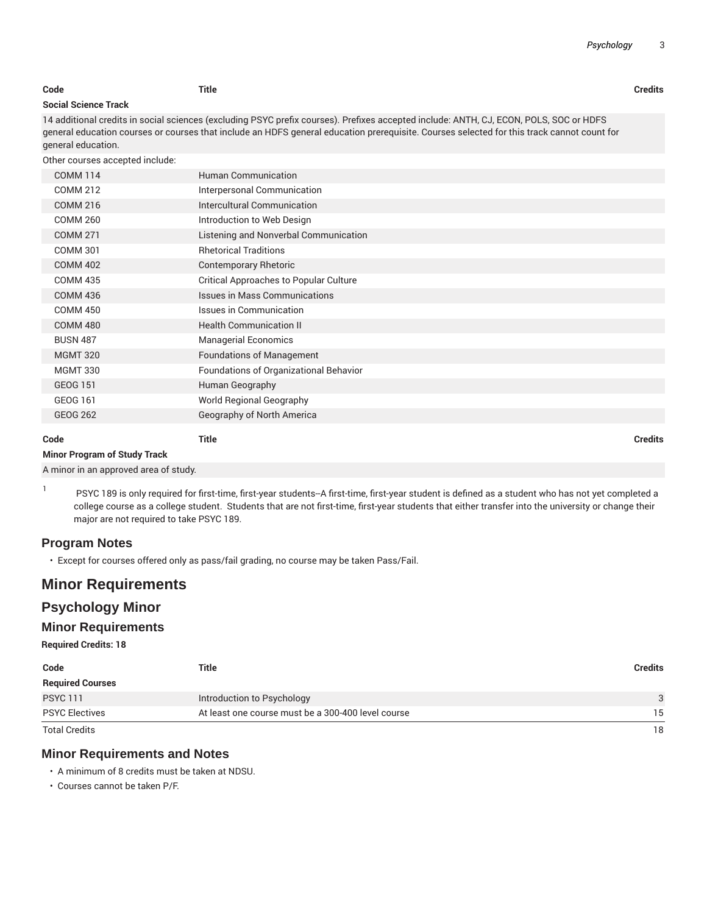| Code | Title | Credits |
| --- | --- | --- |
| **Social Science Track** | | |
| 14 additional credits in social sciences (excluding PSYC prefix courses). Prefixes accepted include: ANTH, CJ, ECON, POLS, SOC or HDFS general education courses or courses that include an HDFS general education prerequisite. Courses selected for this track cannot count for general education. | | |
| Other courses accepted include: | | |
| COMM 114 | Human Communication | |
| COMM 212 | Interpersonal Communication | |
| COMM 216 | Intercultural Communication | |
| COMM 260 | Introduction to Web Design | |
| COMM 271 | Listening and Nonverbal Communication | |
| COMM 301 | Rhetorical Traditions | |
| COMM 402 | Contemporary Rhetoric | |
| COMM 435 | Critical Approaches to Popular Culture | |
| COMM 436 | Issues in Mass Communications | |
| COMM 450 | Issues in Communication | |
| COMM 480 | Health Communication II | |
| BUSN 487 | Managerial Economics | |
| MGMT 320 | Foundations of Management | |
| MGMT 330 | Foundations of Organizational Behavior | |
| GEOG 151 | Human Geography | |
| GEOG 161 | World Regional Geography | |
| GEOG 262 | Geography of North America | |

| Code | Title | Credits |
| --- | --- | --- |
| **Minor Program of Study Track** | | |
| A minor in an approved area of study. | | |

[1] PSYC 189 is only required for first-time, first-year students--A first-time, first-year student is defined as a student who has not yet completed a college course as a college student. Students that are not first-time, first-year students that either transfer into the university or change their major are not required to take PSYC 189.

### Program Notes

- Except for courses offered only as pass/fail grading, no course may be taken Pass/Fail.

# Minor Requirements

## Psychology Minor

### Minor Requirements

**Required Credits: 18**

| Code | Title | Credits |
| --- | --- | --- |
| **Required Courses** | | |
| PSYC 111 | Introduction to Psychology | 3 |
| PSYC Electives | At least one course must be a 300-400 level course | 15 |
| Total Credits | | 18 |

### Minor Requirements and Notes

- A minimum of 8 credits must be taken at NDSU.
- Courses cannot be taken P/F.